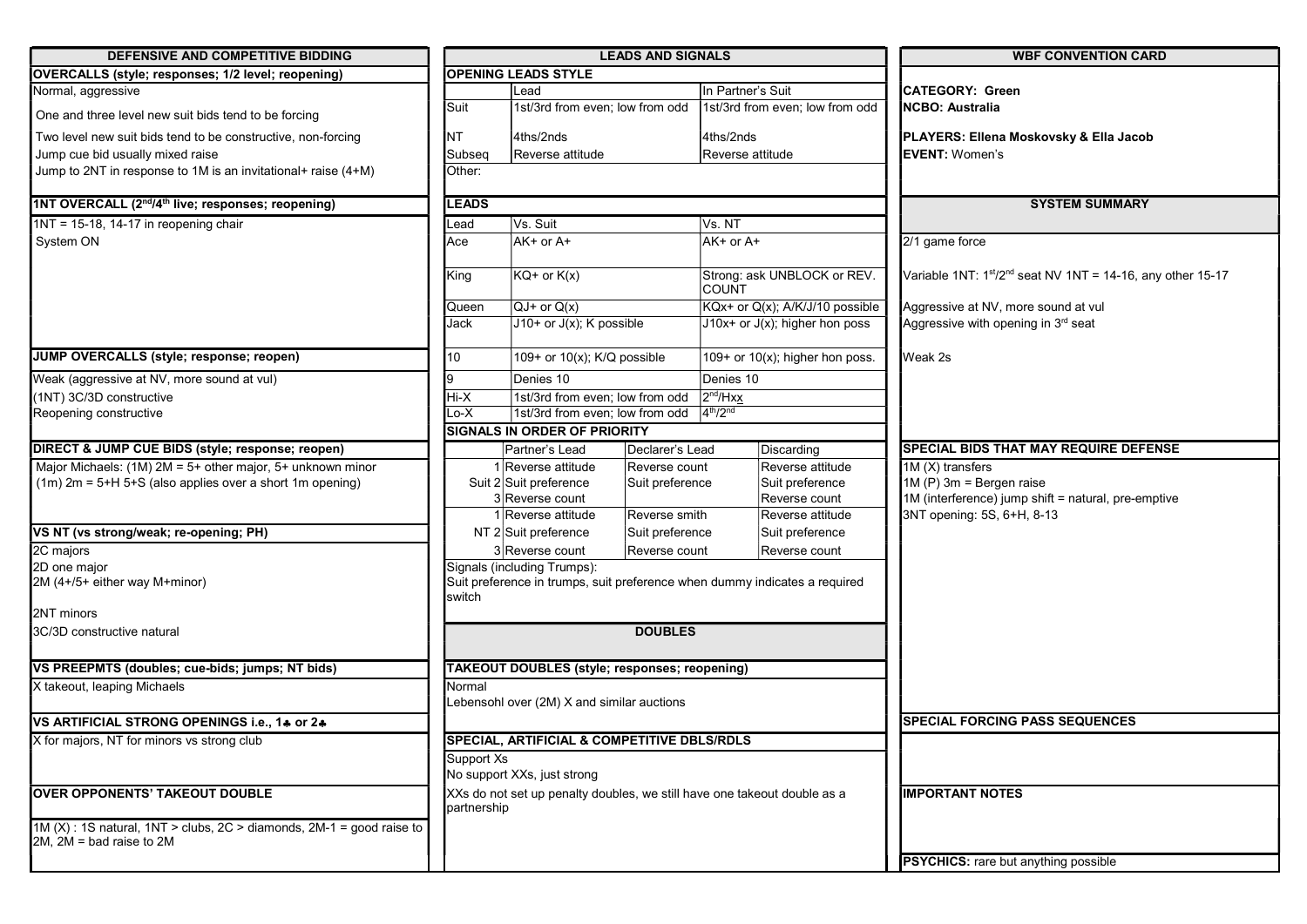## DEFENSIVE AND COMPETITIVE BIDDING

### OVERCALLS (style; responses; 1/2 level; reopening)

Normal, aggressive

One and three level new suit bids tend to be forcing

Two level new suit bids tend to be constructive, non-forcing

Jump cue bid usually mixed raise

Jump to 2NT in response to 1M is an invitational+ raise (4+M)

### 1NT OVERCALL (2nd/4th live; responses; reopening)

1NT = 15-18, 14-17 in reopening chair

System ON

### JUMP OVERCALLS (style; response; reopen)

Weak (aggressive at NV, more sound at vul)

(1NT) 3C/3D constructive

Reopening constructive

### DIRECT & JUMP CUE BIDS (style; response; reopen)

Major Michaels: (1M) 2M = 5+ other major, 5+ unknown minor

(1m) 2m = 5+H 5+S (also applies over a short 1m opening)

### VS NT (vs strong/weak; re-opening; PH)

2C majors

2D one major

2M (4+/5+ either way M+minor)

2NT minors

3C/3D constructive natural

### VS PREEPMTS (doubles; cue-bids; jumps; NT bids)

X takeout, leaping Michaels

### VS ARTIFICIAL STRONG OPENINGS i.e., 1♣ or 2♣

X for majors, NT for minors vs strong club

### OVER OPPONENTS' TAKEOUT DOUBLE

1M (X) : 1S natural, 1NT > clubs, 2C > diamonds, 2M-1 = good raise to 2M, 2M = bad raise to 2M

## LEADS AND SIGNALS

### OPENING LEADS STYLE

| | Lead | In Partner's Suit |
|---|---|---|
| Suit | 1st/3rd from even; low from odd | 1st/3rd from even; low from odd |
| NT | 4ths/2nds | 4ths/2nds |
| Subseq | Reverse attitude | Reverse attitude |
| Other: | | |

### LEADS

| Lead | Vs. Suit | Vs. NT |
|---|---|---|
| Ace | AK+ or A+ | AK+ or A+ |
| King | KQ+ or K(x) | Strong: ask UNBLOCK or REV. COUNT |
| Queen | QJ+ or Q(x) | KQx+ or Q(x); A/K/J/10 possible |
| Jack | J10+ or J(x); K possible | J10x+ or J(x); higher hon poss |
| 10 | 109+ or 10(x); K/Q possible | 109+ or 10(x); higher hon poss. |
| 9 | Denies 10 | Denies 10 |
| Hi-X | 1st/3rd from even; low from odd | 2nd/Hxx |
| Lo-X | 1st/3rd from even; low from odd | 4th/2nd |

### SIGNALS IN ORDER OF PRIORITY

| | | Partner's Lead | Declarer's Lead | Discarding |
|---|---|---|---|---|
| Suit | 1 | Reverse attitude | Reverse count | Reverse attitude |
| | 2 | Suit preference | Suit preference | Suit preference |
| | 3 | Reverse count | | Reverse count |
| NT | 1 | Reverse attitude | Reverse smith | Reverse attitude |
| | 2 | Suit preference | Suit preference | Suit preference |
| | 3 | Reverse count | Reverse count | Reverse count |

Signals (including Trumps):

Suit preference in trumps, suit preference when dummy indicates a required switch

## DOUBLES

### TAKEOUT DOUBLES (style; responses; reopening)

Normal

Lebensohl over (2M) X and similar auctions

### SPECIAL, ARTIFICIAL & COMPETITIVE DBLS/RDLS

Support Xs

No support XXs, just strong

XXs do not set up penalty doubles, we still have one takeout double as a partnership

## WBF CONVENTION CARD

**CATEGORY: Green**

**NCBO: Australia**

**PLAYERS: Ellena Moskovsky & Ella Jacob**

**EVENT:** Women's

### SYSTEM SUMMARY

2/1 game force

Variable 1NT: 1st/2nd seat NV 1NT = 14-16, any other 15-17

Aggressive at NV, more sound at vul

Aggressive with opening in 3rd seat

Weak 2s

### SPECIAL BIDS THAT MAY REQUIRE DEFENSE

1M (X) transfers

1M (P) 3m = Bergen raise

1M (interference) jump shift = natural, pre-emptive

3NT opening: 5S, 6+H, 8-13

### SPECIAL FORCING PASS SEQUENCES

### IMPORTANT NOTES

**PSYCHICS:** rare but anything possible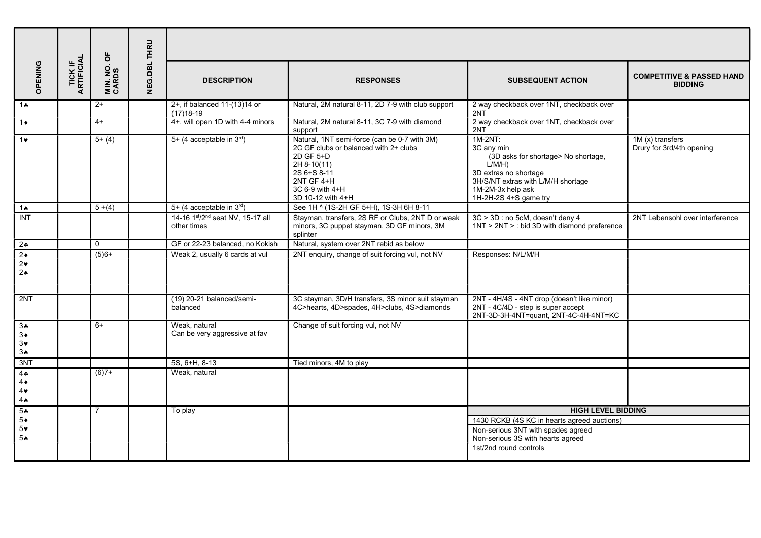| OPENING | TICK IF ARTIFICIAL | MIN. NO. OF CARDS | NEG.DBL THRU | DESCRIPTION | RESPONSES | SUBSEQUENT ACTION | COMPETITIVE & PASSED HAND BIDDING |
|---|---|---|---|---|---|---|---|
| 1♣ | | 2+ | | 2+, if balanced 11-(13)14 or (17)18-19 | Natural, 2M natural 8-11, 2D 7-9 with club support | 2 way checkback over 1NT, checkback over 2NT | |
| 1♦ | | 4+ | | 4+, will open 1D with 4-4 minors | Natural, 2M natural 8-11, 3C 7-9 with diamond support | 2 way checkback over 1NT, checkback over 2NT | |
| 1♥ | | 5+ (4) | | 5+ (4 acceptable in 3rd) | Natural, 1NT semi-force (can be 0-7 with 3M)<br>2C GF clubs or balanced with 2+ clubs<br>2D GF 5+D<br>2H 8-10(11)<br>2S 6+S 8-11<br>2NT GF 4+H<br>3C 6-9 with 4+H<br>3D 10-12 with 4+H | 1M-2NT:<br>3C any min<br>(3D asks for shortage> No shortage, L/M/H)<br>3D extras no shortage<br>3H/S/NT extras with L/M/H shortage<br>1M-2M-3x help ask<br>1H-2H-2S 4+S game try | 1M (x) transfers<br>Drury for 3rd/4th opening |
| 1♠ | | 5 +(4) | | 5+ (4 acceptable in 3rd) | See 1H ^ (1S-2H GF 5+H), 1S-3H 6H 8-11 | | |
| INT | | | | 14-16 1st/2nd seat NV, 15-17 all other times | Stayman, transfers, 2S RF or Clubs, 2NT D or weak minors, 3C puppet stayman, 3D GF minors, 3M splinter | 3C > 3D : no 5cM, doesn't deny 4<br>1NT > 2NT > : bid 3D with diamond preference | 2NT Lebensohl over interference |
| 2♣ | | 0 | | GF or 22-23 balanced, no Kokish | Natural, system over 2NT rebid as below | | |
| 2♦<br>2♥<br>2♠ | | (5)6+ | | Weak 2, usually 6 cards at vul | 2NT enquiry, change of suit forcing vul, not NV | Responses: N/L/M/H | |
| 2NT | | | | (19) 20-21 balanced/semi-balanced | 3C stayman, 3D/H transfers, 3S minor suit stayman<br>4C>hearts, 4D>spades, 4H>clubs, 4S>diamonds | 2NT - 4H/4S - 4NT drop (doesn't like minor)<br>2NT - 4C/4D - step is super accept<br>2NT-3D-3H-4NT=quant, 2NT-4C-4H-4NT=KC | |
| 3♣<br>3♦<br>3♥<br>3♠ | | 6+ | | Weak, natural<br>Can be very aggressive at fav | Change of suit forcing vul, not NV | | |
| 3NT | | | | 5S, 6+H, 8-13 | Tied minors, 4M to play | | |
| 4♣<br>4♦<br>4♥<br>4♠ | | (6)7+ | | Weak, natural | | | |
| 5♣<br>5♦<br>5♥<br>5♠ | | 7 | | To play | | **HIGH LEVEL BIDDING**<br>1430 RCKB (4S KC in hearts agreed auctions)<br>Non-serious 3NT with spades agreed<br>Non-serious 3S with hearts agreed<br>1st/2nd round controls | |